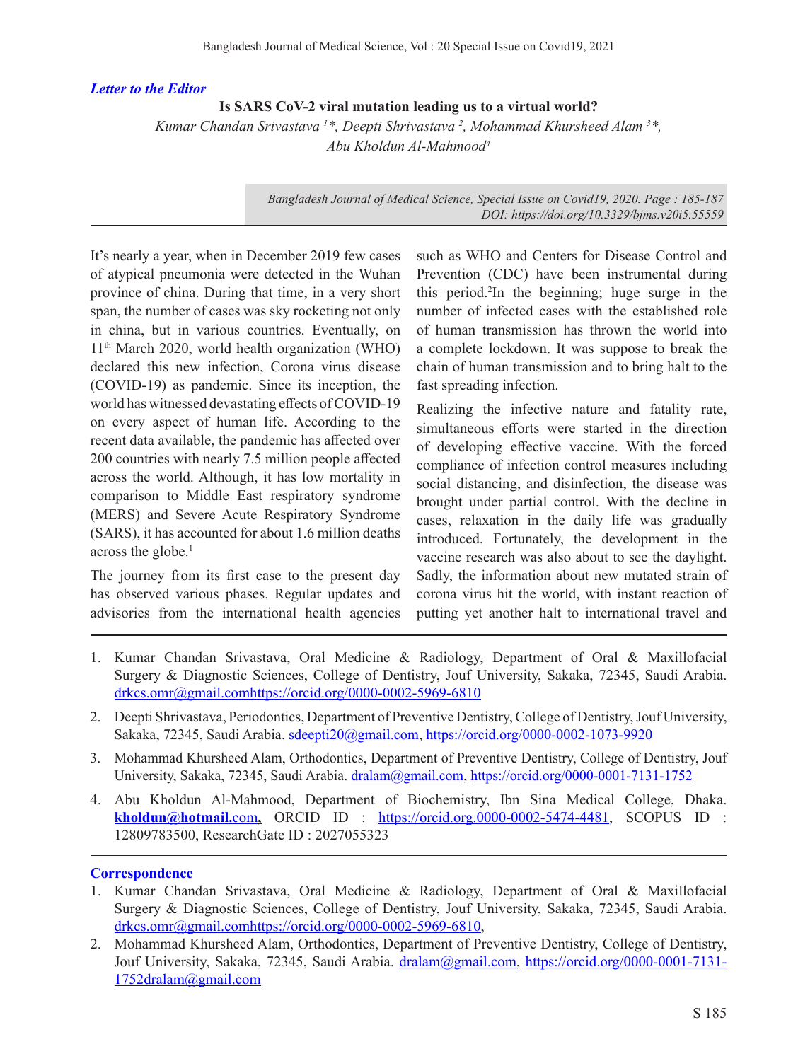*Letter to the Editor*

# Is SARS CoV-2 viral mutation leading us to a virtual world?

*Kumar Chandan Srivastava [1]*, Deepti Shrivastava [2], Mohammad Khursheed Alam [3]*, Abu Kholdun Al-Mahmood[4]*

*Bangladesh Journal of Medical Science, Special Issue on Covid19, 2020. Page : 185-187*
*DOI: https://doi.org/10.3329/bjms.v20i5.55559*

---

It's nearly a year, when in December 2019 few cases of atypical pneumonia were detected in the Wuhan province of china. During that time, in a very short span, the number of cases was sky rocketing not only in china, but in various countries. Eventually, on 11th March 2020, world health organization (WHO) declared this new infection, Corona virus disease (COVID-19) as pandemic. Since its inception, the world has witnessed devastating effects of COVID-19 on every aspect of human life. According to the recent data available, the pandemic has affected over 200 countries with nearly 7.5 million people affected across the world. Although, it has low mortality in comparison to Middle East respiratory syndrome (MERS) and Severe Acute Respiratory Syndrome (SARS), it has accounted for about 1.6 million deaths across the globe.[1]

The journey from its first case to the present day has observed various phases. Regular updates and advisories from the international health agencies such as WHO and Centers for Disease Control and Prevention (CDC) have been instrumental during this period.[2]In the beginning; huge surge in the number of infected cases with the established role of human transmission has thrown the world into a complete lockdown. It was suppose to break the chain of human transmission and to bring halt to the fast spreading infection.

Realizing the infective nature and fatality rate, simultaneous efforts were started in the direction of developing effective vaccine. With the forced compliance of infection control measures including social distancing, and disinfection, the disease was brought under partial control. With the decline in cases, relaxation in the daily life was gradually introduced. Fortunately, the development in the vaccine research was also about to see the daylight. Sadly, the information about new mutated strain of corona virus hit the world, with instant reaction of putting yet another halt to international travel and

---

1. Kumar Chandan Srivastava, Oral Medicine & Radiology, Department of Oral & Maxillofacial Surgery & Diagnostic Sciences, College of Dentistry, Jouf University, Sakaka, 72345, Saudi Arabia. drkcs.omr@gmail.comhttps://orcid.org/0000-0002-5969-6810
2. Deepti Shrivastava, Periodontics, Department of Preventive Dentistry, College of Dentistry, Jouf University, Sakaka, 72345, Saudi Arabia. sdeepti20@gmail.com, https://orcid.org/0000-0002-1073-9920
3. Mohammad Khursheed Alam, Orthodontics, Department of Preventive Dentistry, College of Dentistry, Jouf University, Sakaka, 72345, Saudi Arabia. dralam@gmail.com, https://orcid.org/0000-0001-7131-1752
4. Abu Kholdun Al-Mahmood, Department of Biochemistry, Ibn Sina Medical College, Dhaka. **kholdun@hotmail.**com**,** ORCID ID : https://orcid.org.0000-0002-5474-4481, SCOPUS ID : 12809783500, ResearchGate ID : 2027055323

**Correspondence**

1. Kumar Chandan Srivastava, Oral Medicine & Radiology, Department of Oral & Maxillofacial Surgery & Diagnostic Sciences, College of Dentistry, Jouf University, Sakaka, 72345, Saudi Arabia. drkcs.omr@gmail.comhttps://orcid.org/0000-0002-5969-6810,
2. Mohammad Khursheed Alam, Orthodontics, Department of Preventive Dentistry, College of Dentistry, Jouf University, Sakaka, 72345, Saudi Arabia. dralam@gmail.com, https://orcid.org/0000-0001-7131-1752dralam@gmail.com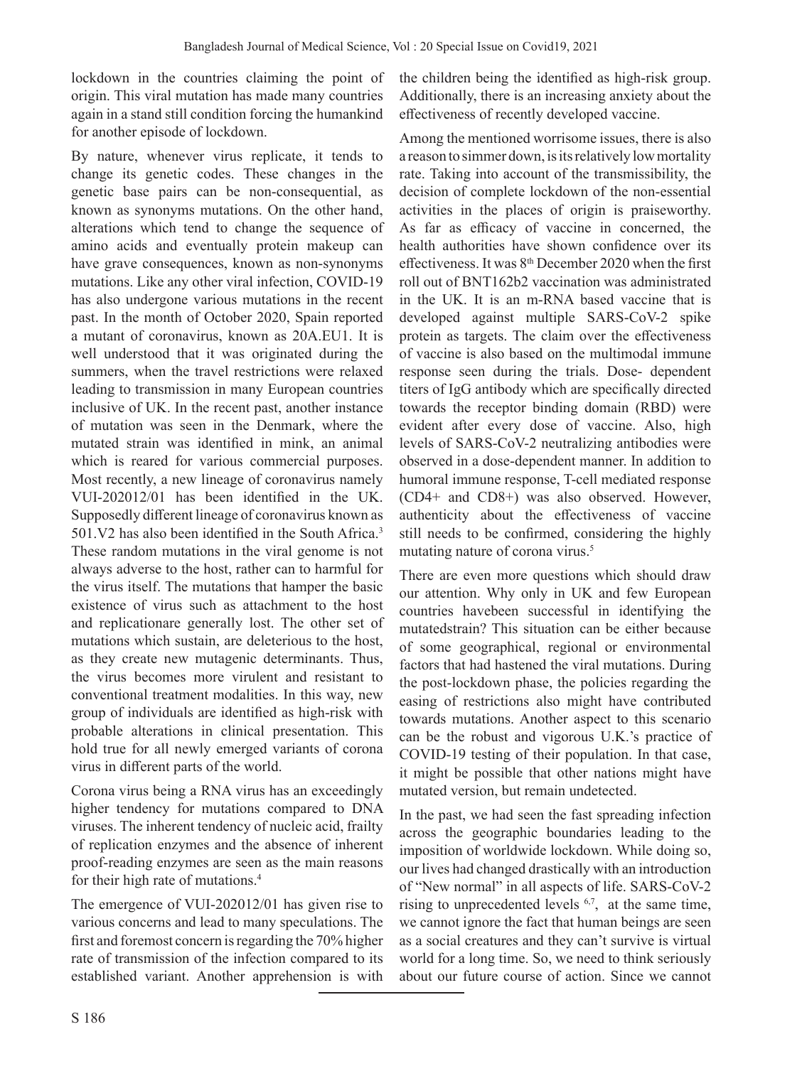lockdown in the countries claiming the point of origin. This viral mutation has made many countries again in a stand still condition forcing the humankind for another episode of lockdown.

By nature, whenever virus replicate, it tends to change its genetic codes. These changes in the genetic base pairs can be non-consequential, as known as synonyms mutations. On the other hand, alterations which tend to change the sequence of amino acids and eventually protein makeup can have grave consequences, known as non-synonyms mutations. Like any other viral infection, COVID-19 has also undergone various mutations in the recent past. In the month of October 2020, Spain reported a mutant of coronavirus, known as 20A.EU1. It is well understood that it was originated during the summers, when the travel restrictions were relaxed leading to transmission in many European countries inclusive of UK. In the recent past, another instance of mutation was seen in the Denmark, where the mutated strain was identified in mink, an animal which is reared for various commercial purposes. Most recently, a new lineage of coronavirus namely VUI-202012/01 has been identified in the UK. Supposedly different lineage of coronavirus known as 501.V2 has also been identified in the South Africa.[3] These random mutations in the viral genome is not always adverse to the host, rather can to harmful for the virus itself. The mutations that hamper the basic existence of virus such as attachment to the host and replicationare generally lost. The other set of mutations which sustain, are deleterious to the host, as they create new mutagenic determinants. Thus, the virus becomes more virulent and resistant to conventional treatment modalities. In this way, new group of individuals are identified as high-risk with probable alterations in clinical presentation. This hold true for all newly emerged variants of corona virus in different parts of the world.

Corona virus being a RNA virus has an exceedingly higher tendency for mutations compared to DNA viruses. The inherent tendency of nucleic acid, frailty of replication enzymes and the absence of inherent proof-reading enzymes are seen as the main reasons for their high rate of mutations.[4]

The emergence of VUI-202012/01 has given rise to various concerns and lead to many speculations. The first and foremost concern is regarding the 70% higher rate of transmission of the infection compared to its established variant. Another apprehension is with the children being the identified as high-risk group. Additionally, there is an increasing anxiety about the effectiveness of recently developed vaccine.

Among the mentioned worrisome issues, there is also a reason to simmer down, is its relatively low mortality rate. Taking into account of the transmissibility, the decision of complete lockdown of the non-essential activities in the places of origin is praiseworthy. As far as efficacy of vaccine in concerned, the health authorities have shown confidence over its effectiveness. It was 8th December 2020 when the first roll out of BNT162b2 vaccination was administrated in the UK. It is an m-RNA based vaccine that is developed against multiple SARS-CoV-2 spike protein as targets. The claim over the effectiveness of vaccine is also based on the multimodal immune response seen during the trials. Dose- dependent titers of IgG antibody which are specifically directed towards the receptor binding domain (RBD) were evident after every dose of vaccine. Also, high levels of SARS-CoV-2 neutralizing antibodies were observed in a dose-dependent manner. In addition to humoral immune response, T-cell mediated response (CD4+ and CD8+) was also observed. However, authenticity about the effectiveness of vaccine still needs to be confirmed, considering the highly mutating nature of corona virus.[5]

There are even more questions which should draw our attention. Why only in UK and few European countries havebeen successful in identifying the mutatedstrain? This situation can be either because of some geographical, regional or environmental factors that had hastened the viral mutations. During the post-lockdown phase, the policies regarding the easing of restrictions also might have contributed towards mutations. Another aspect to this scenario can be the robust and vigorous U.K.'s practice of COVID-19 testing of their population. In that case, it might be possible that other nations might have mutated version, but remain undetected.

In the past, we had seen the fast spreading infection across the geographic boundaries leading to the imposition of worldwide lockdown. While doing so, our lives had changed drastically with an introduction of "New normal" in all aspects of life. SARS-CoV-2 rising to unprecedented levels [6,7], at the same time, we cannot ignore the fact that human beings are seen as a social creatures and they can't survive is virtual world for a long time. So, we need to think seriously about our future course of action. Since we cannot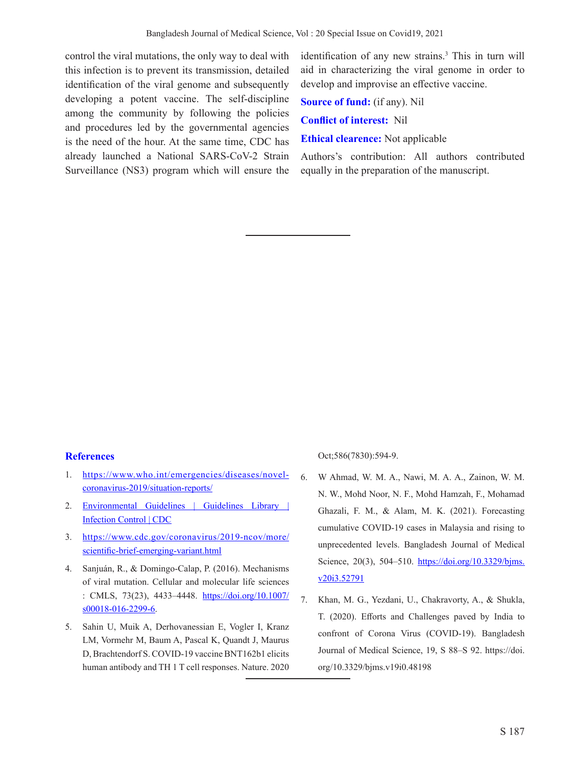control the viral mutations, the only way to deal with this infection is to prevent its transmission, detailed identification of the viral genome and subsequently developing a potent vaccine. The self-discipline among the community by following the policies and procedures led by the governmental agencies is the need of the hour. At the same time, CDC has already launched a National SARS-CoV-2 Strain Surveillance (NS3) program which will ensure the identification of any new strains.[3] This in turn will aid in characterizing the viral genome in order to develop and improvise an effective vaccine.

**Source of fund:** (if any). Nil

**Conflict of interest:** Nil

**Ethical clearence:** Not applicable

Authors's contribution: All authors contributed equally in the preparation of the manuscript.

## References

1. https://www.who.int/emergencies/diseases/novel-coronavirus-2019/situation-reports/
2. Environmental Guidelines | Guidelines Library | Infection Control | CDC
3. https://www.cdc.gov/coronavirus/2019-ncov/more/scientific-brief-emerging-variant.html
4. Sanjuán, R., & Domingo-Calap, P. (2016). Mechanisms of viral mutation. Cellular and molecular life sciences : CMLS, 73(23), 4433–4448. https://doi.org/10.1007/s00018-016-2299-6.
5. Sahin U, Muik A, Derhovanessian E, Vogler I, Kranz LM, Vormehr M, Baum A, Pascal K, Quandt J, Maurus D, Brachtendorf S. COVID-19 vaccine BNT162b1 elicits human antibody and TH 1 T cell responses. Nature. 2020 Oct;586(7830):594-9.
6. W Ahmad, W. M. A., Nawi, M. A. A., Zainon, W. M. N. W., Mohd Noor, N. F., Mohd Hamzah, F., Mohamad Ghazali, F. M., & Alam, M. K. (2021). Forecasting cumulative COVID-19 cases in Malaysia and rising to unprecedented levels. Bangladesh Journal of Medical Science, 20(3), 504–510. https://doi.org/10.3329/bjms.v20i3.52791
7. Khan, M. G., Yezdani, U., Chakravorty, A., & Shukla, T. (2020). Efforts and Challenges paved by India to confront of Corona Virus (COVID-19). Bangladesh Journal of Medical Science, 19, S 88–S 92. https://doi.org/10.3329/bjms.v19i0.48198